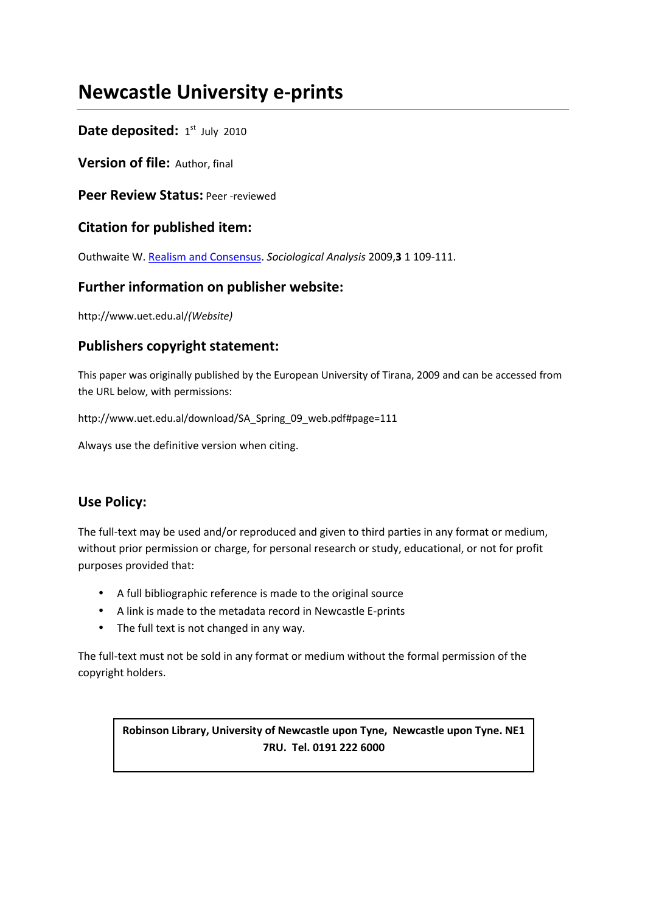# Newcastle University e-prints

**Date deposited:** 1st July 2010

**Version of file:** Author, final

**Peer Review Status:** Peer -reviewed

## Citation for published item:

Outhwaite W. Realism and Consensus. *Sociological Analysis* 2009,**3** 1 109-111.

## Further information on publisher website:

http://www.uet.edu.al/*(Website)*

## Publishers copyright statement:

This paper was originally published by the European University of Tirana, 2009 and can be accessed from the URL below, with permissions:

http://www.uet.edu.al/download/SA_Spring_09_web.pdf#page=111

Always use the definitive version when citing.

## Use Policy:

The full-text may be used and/or reproduced and given to third parties in any format or medium, without prior permission or charge, for personal research or study, educational, or not for profit purposes provided that:

- A full bibliographic reference is made to the original source
- A link is made to the metadata record in Newcastle E-prints
- The full text is not changed in any way.

The full-text must not be sold in any format or medium without the formal permission of the copyright holders.

**Robinson Library, University of Newcastle upon Tyne, Newcastle upon Tyne. NE1 7RU. Tel. 0191 222 6000**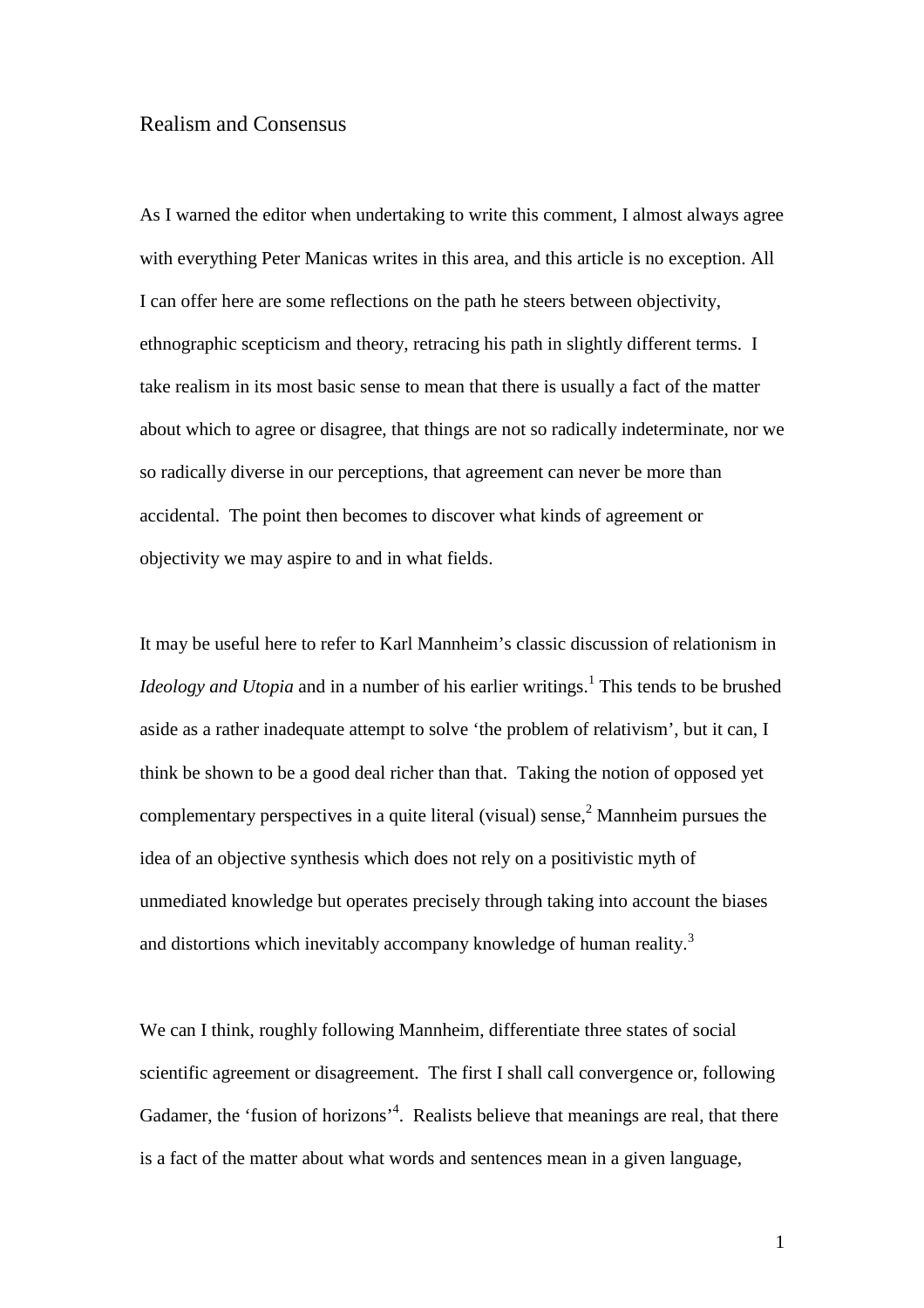# Realism and Consensus

As I warned the editor when undertaking to write this comment, I almost always agree with everything Peter Manicas writes in this area, and this article is no exception. All I can offer here are some reflections on the path he steers between objectivity, ethnographic scepticism and theory, retracing his path in slightly different terms. I take realism in its most basic sense to mean that there is usually a fact of the matter about which to agree or disagree, that things are not so radically indeterminate, nor we so radically diverse in our perceptions, that agreement can never be more than accidental. The point then becomes to discover what kinds of agreement or objectivity we may aspire to and in what fields.

It may be useful here to refer to Karl Mannheim's classic discussion of relationism in *Ideology and Utopia* and in a number of his earlier writings.[1] This tends to be brushed aside as a rather inadequate attempt to solve 'the problem of relativism', but it can, I think be shown to be a good deal richer than that. Taking the notion of opposed yet complementary perspectives in a quite literal (visual) sense,[2] Mannheim pursues the idea of an objective synthesis which does not rely on a positivistic myth of unmediated knowledge but operates precisely through taking into account the biases and distortions which inevitably accompany knowledge of human reality.[3]

We can I think, roughly following Mannheim, differentiate three states of social scientific agreement or disagreement. The first I shall call convergence or, following Gadamer, the 'fusion of horizons'[4]. Realists believe that meanings are real, that there is a fact of the matter about what words and sentences mean in a given language,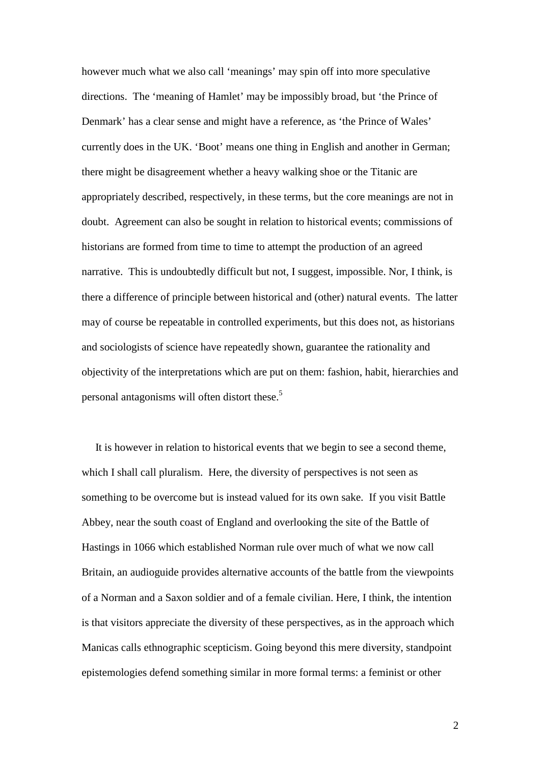however much what we also call 'meanings' may spin off into more speculative directions. The 'meaning of Hamlet' may be impossibly broad, but 'the Prince of Denmark' has a clear sense and might have a reference, as 'the Prince of Wales' currently does in the UK. 'Boot' means one thing in English and another in German; there might be disagreement whether a heavy walking shoe or the Titanic are appropriately described, respectively, in these terms, but the core meanings are not in doubt. Agreement can also be sought in relation to historical events; commissions of historians are formed from time to time to attempt the production of an agreed narrative. This is undoubtedly difficult but not, I suggest, impossible. Nor, I think, is there a difference of principle between historical and (other) natural events. The latter may of course be repeatable in controlled experiments, but this does not, as historians and sociologists of science have repeatedly shown, guarantee the rationality and objectivity of the interpretations which are put on them: fashion, habit, hierarchies and personal antagonisms will often distort these.[5]

It is however in relation to historical events that we begin to see a second theme, which I shall call pluralism. Here, the diversity of perspectives is not seen as something to be overcome but is instead valued for its own sake. If you visit Battle Abbey, near the south coast of England and overlooking the site of the Battle of Hastings in 1066 which established Norman rule over much of what we now call Britain, an audioguide provides alternative accounts of the battle from the viewpoints of a Norman and a Saxon soldier and of a female civilian. Here, I think, the intention is that visitors appreciate the diversity of these perspectives, as in the approach which Manicas calls ethnographic scepticism. Going beyond this mere diversity, standpoint epistemologies defend something similar in more formal terms: a feminist or other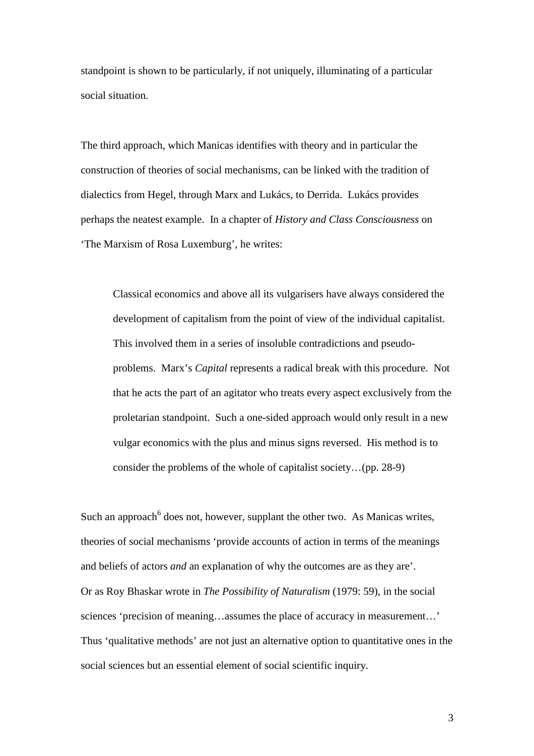standpoint is shown to be particularly, if not uniquely, illuminating of a particular social situation.

The third approach, which Manicas identifies with theory and in particular the construction of theories of social mechanisms, can be linked with the tradition of dialectics from Hegel, through Marx and Lukács, to Derrida. Lukács provides perhaps the neatest example. In a chapter of *History and Class Consciousness* on 'The Marxism of Rosa Luxemburg', he writes:

> Classical economics and above all its vulgarisers have always considered the development of capitalism from the point of view of the individual capitalist. This involved them in a series of insoluble contradictions and pseudo-problems. Marx's *Capital* represents a radical break with this procedure. Not that he acts the part of an agitator who treats every aspect exclusively from the proletarian standpoint. Such a one-sided approach would only result in a new vulgar economics with the plus and minus signs reversed. His method is to consider the problems of the whole of capitalist society…(pp. 28-9)

Such an approach[6] does not, however, supplant the other two. As Manicas writes, theories of social mechanisms 'provide accounts of action in terms of the meanings and beliefs of actors *and* an explanation of why the outcomes are as they are'. Or as Roy Bhaskar wrote in *The Possibility of Naturalism* (1979: 59), in the social sciences 'precision of meaning…assumes the place of accuracy in measurement…' Thus 'qualitative methods' are not just an alternative option to quantitative ones in the social sciences but an essential element of social scientific inquiry.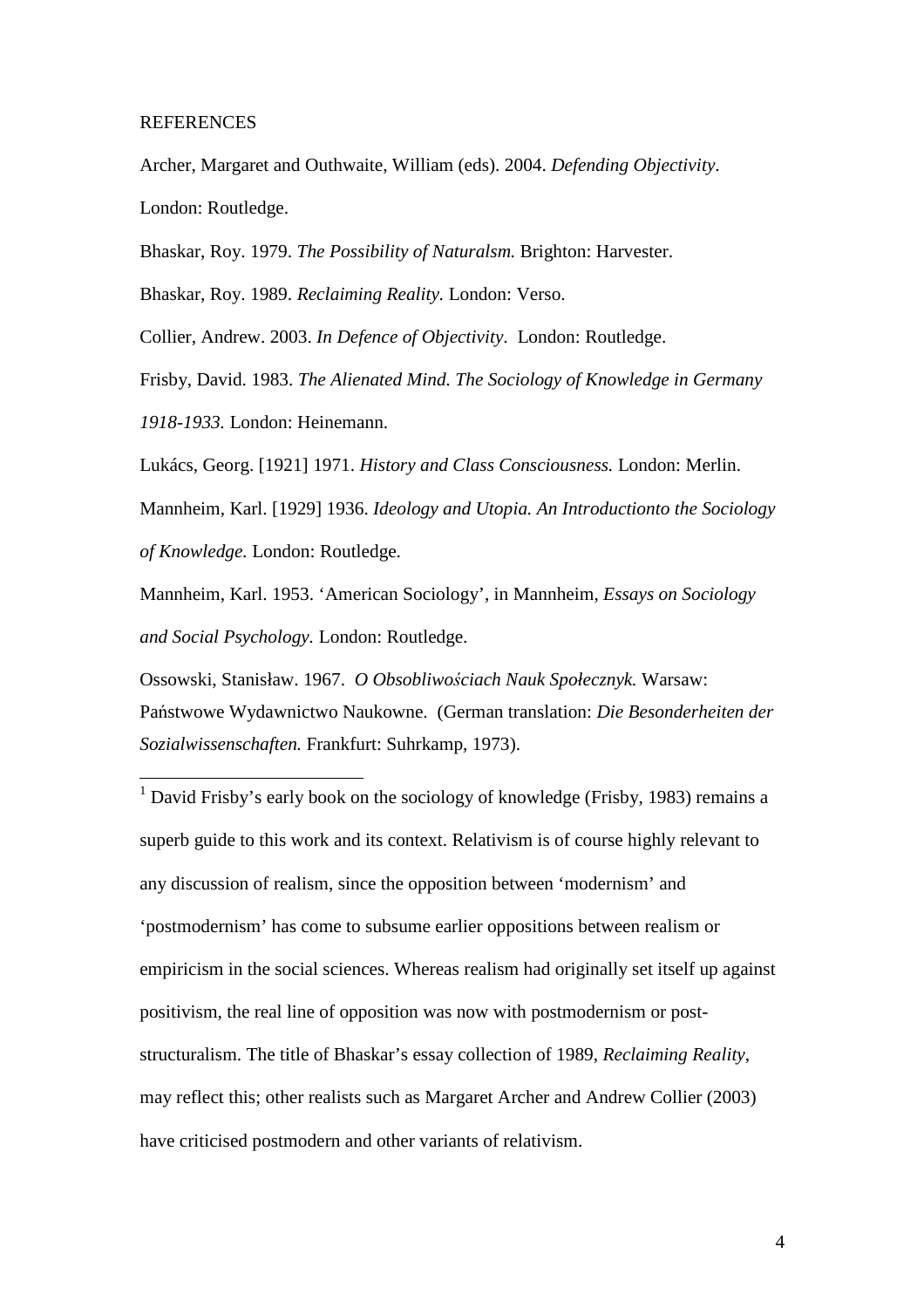REFERENCES

Archer, Margaret and Outhwaite, William (eds). 2004. *Defending Objectivity*. London: Routledge.

Bhaskar, Roy. 1979. *The Possibility of Naturalsm.* Brighton: Harvester.

Bhaskar, Roy. 1989. *Reclaiming Reality.* London: Verso.

Collier, Andrew. 2003. *In Defence of Objectivity*. London: Routledge.

Frisby, David. 1983. *The Alienated Mind. The Sociology of Knowledge in Germany 1918-1933.* London: Heinemann.

Lukács, Georg. [1921] 1971. *History and Class Consciousness.* London: Merlin.

Mannheim, Karl. [1929] 1936. *Ideology and Utopia. An Introductionto the Sociology of Knowledge.* London: Routledge.

Mannheim, Karl. 1953. 'American Sociology', in Mannheim, *Essays on Sociology and Social Psychology.* London: Routledge.

Ossowski, Stanisław. 1967. *O Obsobliwościach Nauk Społecznyk.* Warsaw: Państwowe Wydawnictwo Naukowne. (German translation: *Die Besonderheiten der Sozialwissenschaften.* Frankfurt: Suhrkamp, 1973).

---

[1] David Frisby's early book on the sociology of knowledge (Frisby, 1983) remains a superb guide to this work and its context. Relativism is of course highly relevant to any discussion of realism, since the opposition between 'modernism' and 'postmodernism' has come to subsume earlier oppositions between realism or empiricism in the social sciences. Whereas realism had originally set itself up against positivism, the real line of opposition was now with postmodernism or post-structuralism. The title of Bhaskar's essay collection of 1989, *Reclaiming Reality*, may reflect this; other realists such as Margaret Archer and Andrew Collier (2003) have criticised postmodern and other variants of relativism.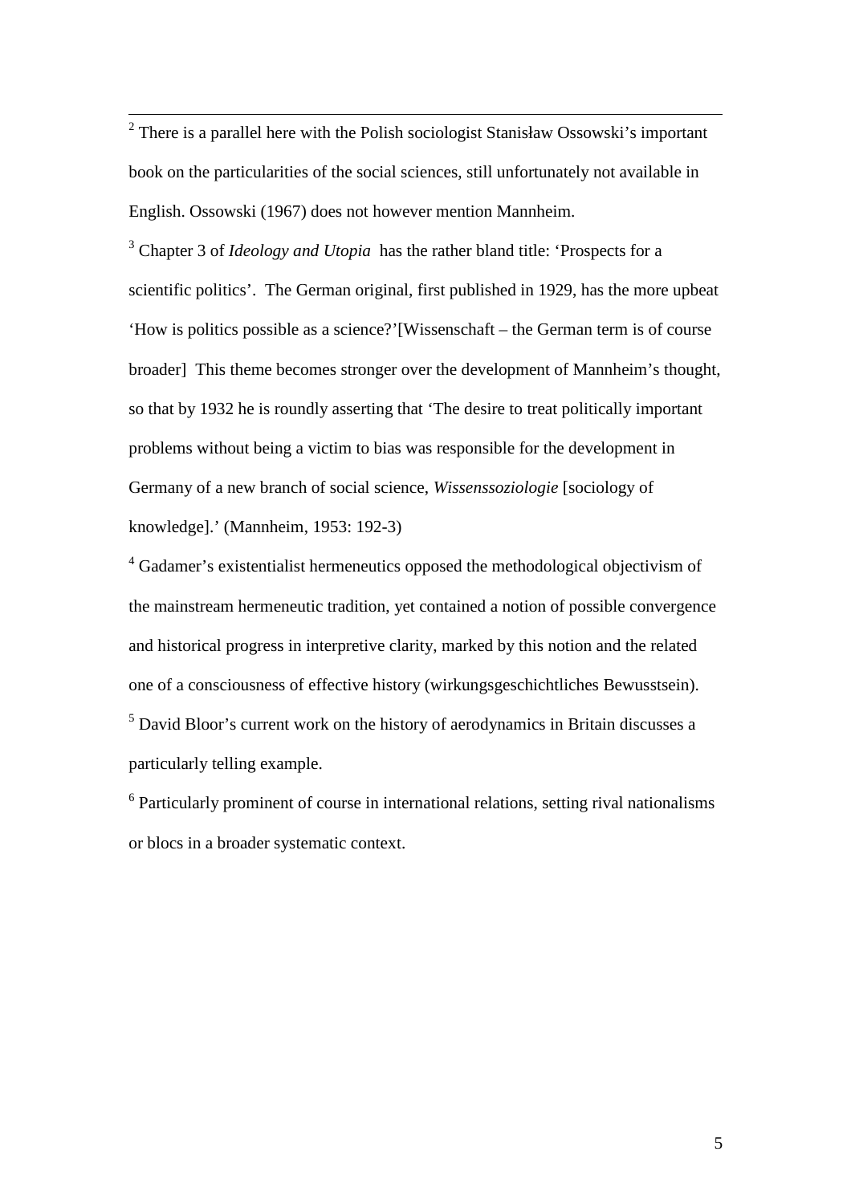[2] There is a parallel here with the Polish sociologist Stanisław Ossowski's important book on the particularities of the social sciences, still unfortunately not available in English. Ossowski (1967) does not however mention Mannheim.

[3] Chapter 3 of *Ideology and Utopia* has the rather bland title: 'Prospects for a scientific politics'. The German original, first published in 1929, has the more upbeat 'How is politics possible as a science?'[Wissenschaft – the German term is of course broader] This theme becomes stronger over the development of Mannheim's thought, so that by 1932 he is roundly asserting that 'The desire to treat politically important problems without being a victim to bias was responsible for the development in Germany of a new branch of social science, *Wissenssoziologie* [sociology of knowledge].' (Mannheim, 1953: 192-3)

[4] Gadamer's existentialist hermeneutics opposed the methodological objectivism of the mainstream hermeneutic tradition, yet contained a notion of possible convergence and historical progress in interpretive clarity, marked by this notion and the related one of a consciousness of effective history (wirkungsgeschichtliches Bewusstsein).

[5] David Bloor's current work on the history of aerodynamics in Britain discusses a particularly telling example.

[6] Particularly prominent of course in international relations, setting rival nationalisms or blocs in a broader systematic context.